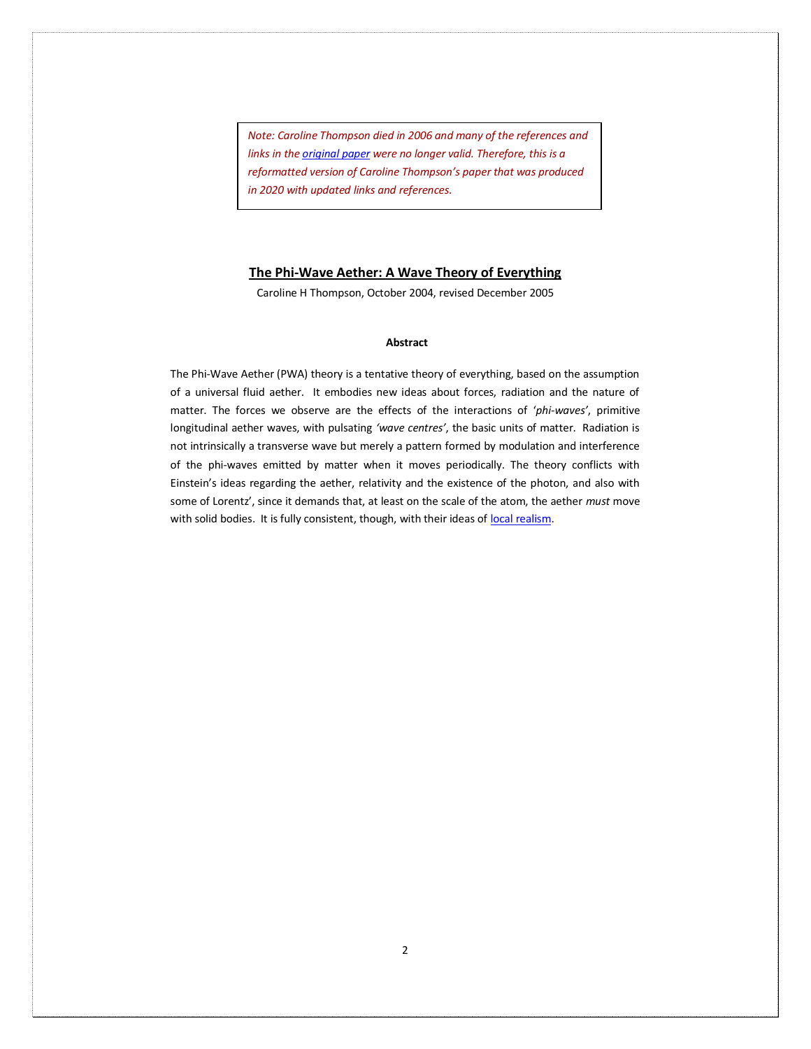*Note: Caroline Thompson died in 2006 and many of the references and links in the original paper were no longer valid. Therefore, this is a reformatted version of Caroline Thompson's paper that was produced in 2020 with updated links and references.*

# The Phi-Wave Aether: A Wave Theory of Everything

Caroline H Thompson, October 2004, revised December 2005

**Abstract**

The Phi-Wave Aether (PWA) theory is a tentative theory of everything, based on the assumption of a universal fluid aether. It embodies new ideas about forces, radiation and the nature of matter. The forces we observe are the effects of the interactions of '*phi-waves*', primitive longitudinal aether waves, with pulsating *'wave centres'*, the basic units of matter. Radiation is not intrinsically a transverse wave but merely a pattern formed by modulation and interference of the phi-waves emitted by matter when it moves periodically. The theory conflicts with Einstein's ideas regarding the aether, relativity and the existence of the photon, and also with some of Lorentz', since it demands that, at least on the scale of the atom, the aether *must* move with solid bodies. It is fully consistent, though, with their ideas of local realism.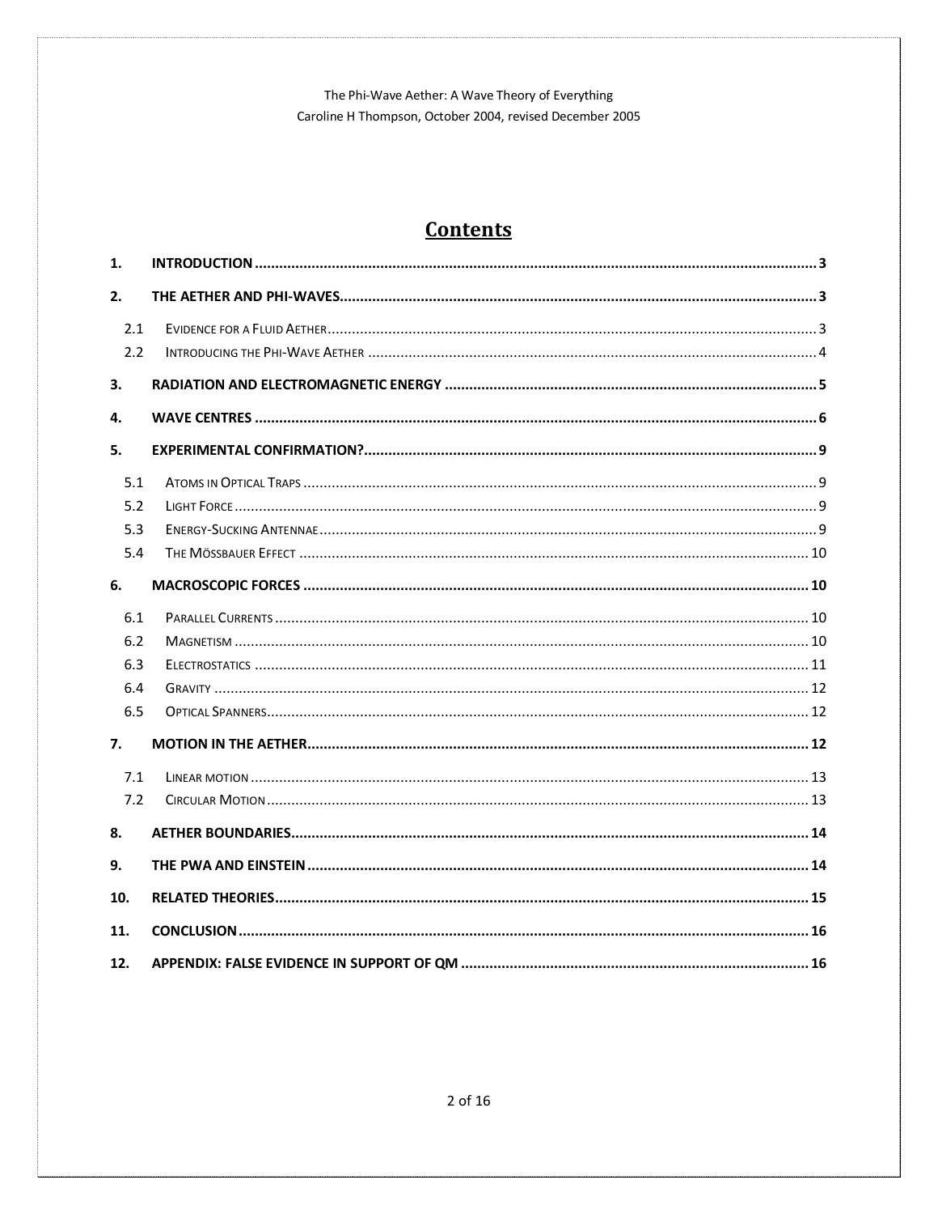The Phi-Wave Aether: A Wave Theory of Everything
Caroline H Thompson, October 2004, revised December 2005

# Contents

| | | |
|---|---|---|
| 1. | INTRODUCTION | 3 |
| 2. | THE AETHER AND PHI-WAVES | 3 |
| 2.1 | Evidence for a Fluid Aether | 3 |
| 2.2 | Introducing the Phi-Wave Aether | 4 |
| 3. | RADIATION AND ELECTROMAGNETIC ENERGY | 5 |
| 4. | WAVE CENTRES | 6 |
| 5. | EXPERIMENTAL CONFIRMATION? | 9 |
| 5.1 | Atoms in Optical Traps | 9 |
| 5.2 | Light Force | 9 |
| 5.3 | Energy-Sucking Antennae | 9 |
| 5.4 | The Mössbauer Effect | 10 |
| 6. | MACROSCOPIC FORCES | 10 |
| 6.1 | Parallel Currents | 10 |
| 6.2 | Magnetism | 10 |
| 6.3 | Electrostatics | 11 |
| 6.4 | Gravity | 12 |
| 6.5 | Optical Spanners | 12 |
| 7. | MOTION IN THE AETHER | 12 |
| 7.1 | Linear motion | 13 |
| 7.2 | Circular Motion | 13 |
| 8. | AETHER BOUNDARIES | 14 |
| 9. | THE PWA AND EINSTEIN | 14 |
| 10. | RELATED THEORIES | 15 |
| 11. | CONCLUSION | 16 |
| 12. | APPENDIX: FALSE EVIDENCE IN SUPPORT OF QM | 16 |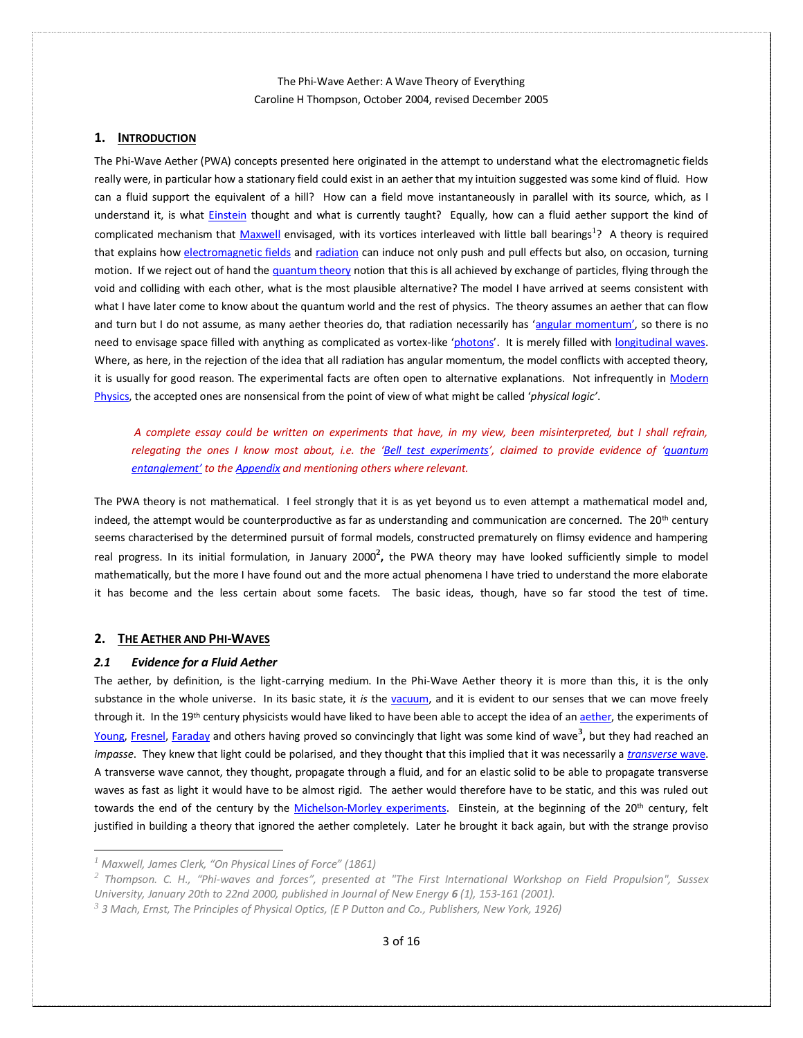The Phi-Wave Aether: A Wave Theory of Everything
Caroline H Thompson, October 2004, revised December 2005

## 1. Introduction

The Phi-Wave Aether (PWA) concepts presented here originated in the attempt to understand what the electromagnetic fields really were, in particular how a stationary field could exist in an aether that my intuition suggested was some kind of fluid. How can a fluid support the equivalent of a hill? How can a field move instantaneously in parallel with its source, which, as I understand it, is what Einstein thought and what is currently taught? Equally, how can a fluid aether support the kind of complicated mechanism that Maxwell envisaged, with its vortices interleaved with little ball bearings[1]? A theory is required that explains how electromagnetic fields and radiation can induce not only push and pull effects but also, on occasion, turning motion. If we reject out of hand the quantum theory notion that this is all achieved by exchange of particles, flying through the void and colliding with each other, what is the most plausible alternative? The model I have arrived at seems consistent with what I have later come to know about the quantum world and the rest of physics. The theory assumes an aether that can flow and turn but I do not assume, as many aether theories do, that radiation necessarily has 'angular momentum', so there is no need to envisage space filled with anything as complicated as vortex-like 'photons'. It is merely filled with longitudinal waves. Where, as here, in the rejection of the idea that all radiation has angular momentum, the model conflicts with accepted theory, it is usually for good reason. The experimental facts are often open to alternative explanations. Not infrequently in Modern Physics, the accepted ones are nonsensical from the point of view of what might be called '*physical logic*'.

> *A complete essay could be written on experiments that have, in my view, been misinterpreted, but I shall refrain, relegating the ones I know most about, i.e. the 'Bell test experiments', claimed to provide evidence of 'quantum entanglement' to the Appendix and mentioning others where relevant.*

The PWA theory is not mathematical. I feel strongly that it is as yet beyond us to even attempt a mathematical model and, indeed, the attempt would be counterproductive as far as understanding and communication are concerned. The 20th century seems characterised by the determined pursuit of formal models, constructed prematurely on flimsy evidence and hampering real progress. In its initial formulation, in January 2000[2], the PWA theory may have looked sufficiently simple to model mathematically, but the more I have found out and the more actual phenomena I have tried to understand the more elaborate it has become and the less certain about some facets. The basic ideas, though, have so far stood the test of time.

## 2. The Aether and Phi-Waves

### 2.1 Evidence for a Fluid Aether

The aether, by definition, is the light-carrying medium. In the Phi-Wave Aether theory it is more than this, it is the only substance in the whole universe. In its basic state, it *is* the vacuum, and it is evident to our senses that we can move freely through it. In the 19th century physicists would have liked to have been able to accept the idea of an aether, the experiments of Young, Fresnel, Faraday and others having proved so convincingly that light was some kind of wave[3], but they had reached an *impasse*. They knew that light could be polarised, and they thought that this implied that it was necessarily a *transverse* wave. A transverse wave cannot, they thought, propagate through a fluid, and for an elastic solid to be able to propagate transverse waves as fast as light it would have to be almost rigid. The aether would therefore have to be static, and this was ruled out towards the end of the century by the Michelson-Morley experiments. Einstein, at the beginning of the 20th century, felt justified in building a theory that ignored the aether completely. Later he brought it back again, but with the strange proviso

---

[1] *Maxwell, James Clerk, "On Physical Lines of Force" (1861)*

[2] *Thompson. C. H., "Phi-waves and forces", presented at "The First International Workshop on Field Propulsion", Sussex University, January 20th to 22nd 2000, published in Journal of New Energy **6** (1), 153-161 (2001).*

[3] *3 Mach, Ernst, The Principles of Physical Optics, (E P Dutton and Co., Publishers, New York, 1926)*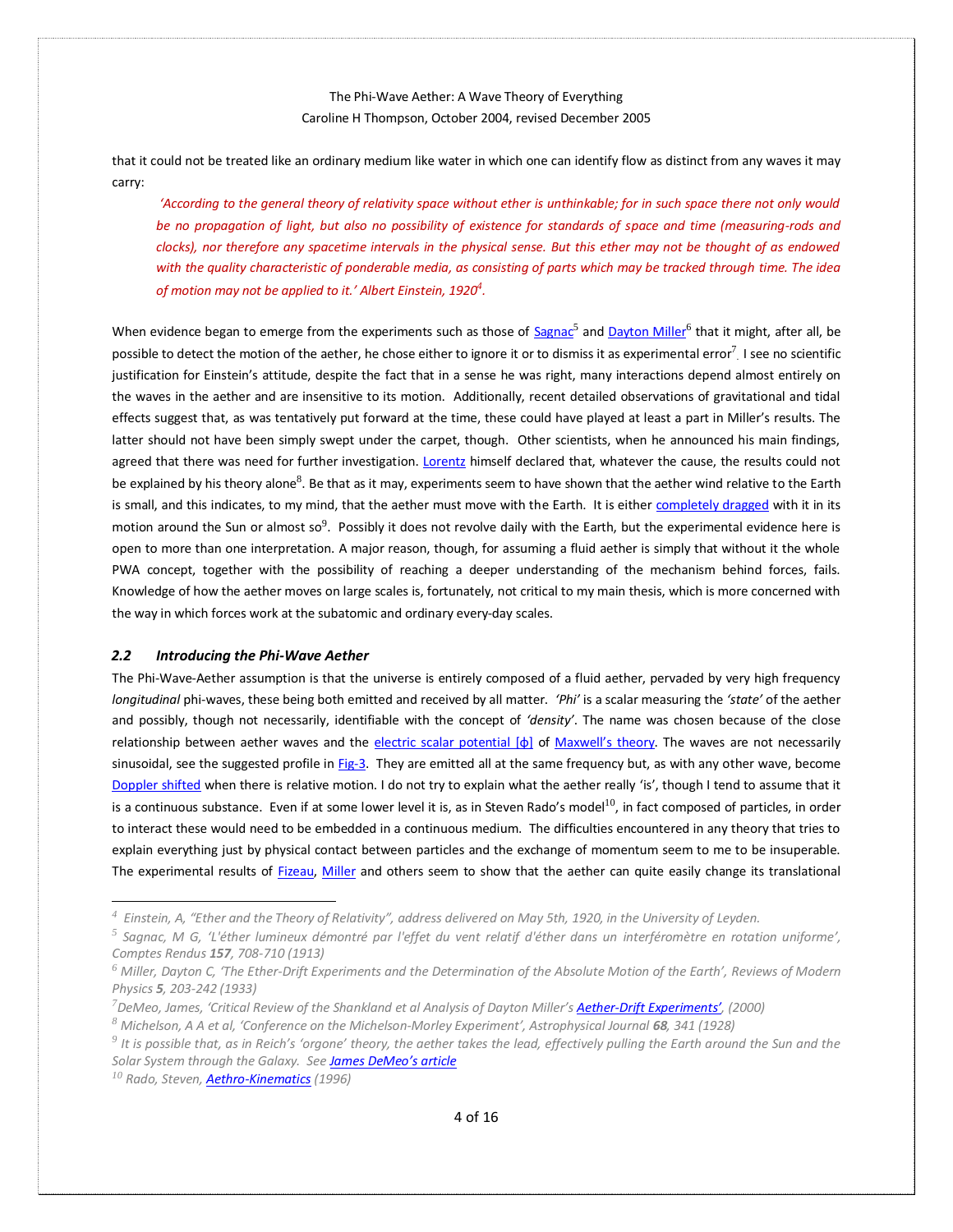that it could not be treated like an ordinary medium like water in which one can identify flow as distinct from any waves it may carry:

> *'According to the general theory of relativity space without ether is unthinkable; for in such space there not only would be no propagation of light, but also no possibility of existence for standards of space and time (measuring-rods and clocks), nor therefore any spacetime intervals in the physical sense. But this ether may not be thought of as endowed with the quality characteristic of ponderable media, as consisting of parts which may be tracked through time. The idea of motion may not be applied to it.' Albert Einstein, 1920[4].*

When evidence began to emerge from the experiments such as those of Sagnac[5] and Dayton Miller[6] that it might, after all, be possible to detect the motion of the aether, he chose either to ignore it or to dismiss it as experimental error[7]. I see no scientific justification for Einstein's attitude, despite the fact that in a sense he was right, many interactions depend almost entirely on the waves in the aether and are insensitive to its motion. Additionally, recent detailed observations of gravitational and tidal effects suggest that, as was tentatively put forward at the time, these could have played at least a part in Miller's results. The latter should not have been simply swept under the carpet, though. Other scientists, when he announced his main findings, agreed that there was need for further investigation. Lorentz himself declared that, whatever the cause, the results could not be explained by his theory alone[8]. Be that as it may, experiments seem to have shown that the aether wind relative to the Earth is small, and this indicates, to my mind, that the aether must move with the Earth. It is either completely dragged with it in its motion around the Sun or almost so[9]. Possibly it does not revolve daily with the Earth, but the experimental evidence here is open to more than one interpretation. A major reason, though, for assuming a fluid aether is simply that without it the whole PWA concept, together with the possibility of reaching a deeper understanding of the mechanism behind forces, fails. Knowledge of how the aether moves on large scales is, fortunately, not critical to my main thesis, which is more concerned with the way in which forces work at the subatomic and ordinary every-day scales.

### *2.2 Introducing the Phi-Wave Aether*

The Phi-Wave-Aether assumption is that the universe is entirely composed of a fluid aether, pervaded by very high frequency *longitudinal* phi-waves, these being both emitted and received by all matter. *'Phi'* is a scalar measuring the *'state'* of the aether and possibly, though not necessarily, identifiable with the concept of *'density'*. The name was chosen because of the close relationship between aether waves and the electric scalar potential [ϕ] of Maxwell's theory. The waves are not necessarily sinusoidal, see the suggested profile in Fig-3. They are emitted all at the same frequency but, as with any other wave, become Doppler shifted when there is relative motion. I do not try to explain what the aether really 'is', though I tend to assume that it is a continuous substance. Even if at some lower level it is, as in Steven Rado's model[10], in fact composed of particles, in order to interact these would need to be embedded in a continuous medium. The difficulties encountered in any theory that tries to explain everything just by physical contact between particles and the exchange of momentum seem to me to be insuperable. The experimental results of Fizeau, Miller and others seem to show that the aether can quite easily change its translational

---

[4] *Einstein, A, "Ether and the Theory of Relativity", address delivered on May 5th, 1920, in the University of Leyden.*

[5] *Sagnac, M G, 'L'éther lumineux démontré par l'effet du vent relatif d'éther dans un interféromètre en rotation uniforme', Comptes Rendus **157**, 708-710 (1913)*

[6] *Miller, Dayton C, 'The Ether-Drift Experiments and the Determination of the Absolute Motion of the Earth', Reviews of Modern Physics **5**, 203-242 (1933)*

[7] *DeMeo, James, 'Critical Review of the Shankland et al Analysis of Dayton Miller's **Aether-Drift Experiments**', (2000)*

[8] *Michelson, A A et al, 'Conference on the Michelson-Morley Experiment', Astrophysical Journal **68**, 341 (1928)*

[9] *It is possible that, as in Reich's 'orgone' theory, the aether takes the lead, effectively pulling the Earth around the Sun and the Solar System through the Galaxy. See **James DeMeo's article***

[10] *Rado, Steven, **Aethro-Kinematics** (1996)*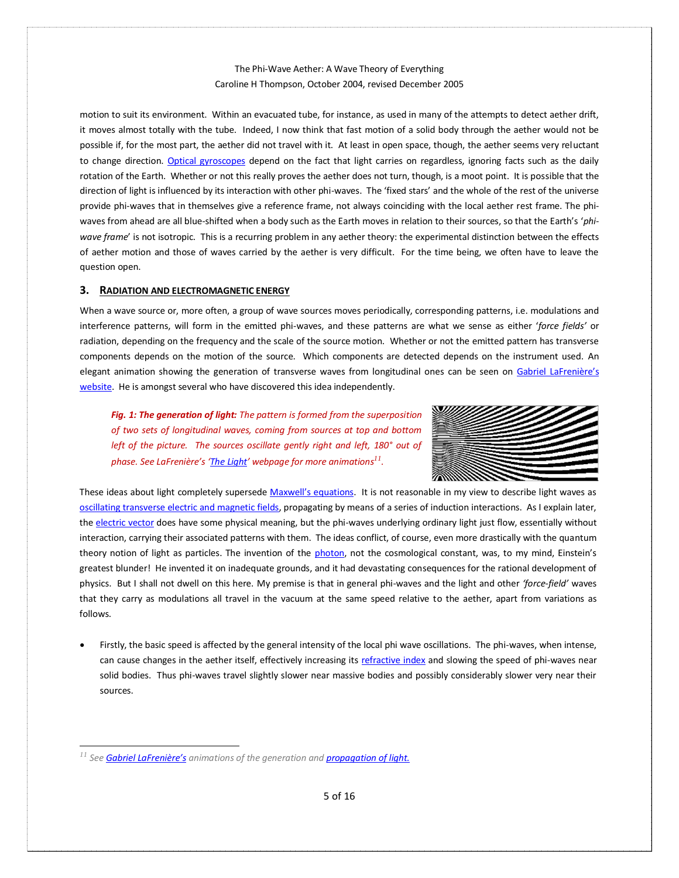motion to suit its environment. Within an evacuated tube, for instance, as used in many of the attempts to detect aether drift, it moves almost totally with the tube. Indeed, I now think that fast motion of a solid body through the aether would not be possible if, for the most part, the aether did not travel with it. At least in open space, though, the aether seems very reluctant to change direction. Optical gyroscopes depend on the fact that light carries on regardless, ignoring facts such as the daily rotation of the Earth. Whether or not this really proves the aether does not turn, though, is a moot point. It is possible that the direction of light is influenced by its interaction with other phi-waves. The 'fixed stars' and the whole of the rest of the universe provide phi-waves that in themselves give a reference frame, not always coinciding with the local aether rest frame. The phi-waves from ahead are all blue-shifted when a body such as the Earth moves in relation to their sources, so that the Earth's '*phi-wave frame*' is not isotropic. This is a recurring problem in any aether theory: the experimental distinction between the effects of aether motion and those of waves carried by the aether is very difficult. For the time being, we often have to leave the question open.

## 3. Radiation and Electromagnetic Energy

When a wave source or, more often, a group of wave sources moves periodically, corresponding patterns, i.e. modulations and interference patterns, will form in the emitted phi-waves, and these patterns are what we sense as either '*force fields'* or radiation, depending on the frequency and the scale of the source motion. Whether or not the emitted pattern has transverse components depends on the motion of the source. Which components are detected depends on the instrument used. An elegant animation showing the generation of transverse waves from longitudinal ones can be seen on Gabriel LaFrenière's website. He is amongst several who have discovered this idea independently.

***Fig. 1: The generation of light:*** *The pattern is formed from the superposition of two sets of longitudinal waves, coming from sources at top and bottom left of the picture. The sources oscillate gently right and left, 180° out of phase. See LaFrenière's 'The Light' webpage for more animations*[11].

These ideas about light completely supersede Maxwell's equations. It is not reasonable in my view to describe light waves as oscillating transverse electric and magnetic fields, propagating by means of a series of induction interactions. As I explain later, the electric vector does have some physical meaning, but the phi-waves underlying ordinary light just flow, essentially without interaction, carrying their associated patterns with them. The ideas conflict, of course, even more drastically with the quantum theory notion of light as particles. The invention of the photon, not the cosmological constant, was, to my mind, Einstein's greatest blunder! He invented it on inadequate grounds, and it had devastating consequences for the rational development of physics. But I shall not dwell on this here. My premise is that in general phi-waves and the light and other *'force-field'* waves that they carry as modulations all travel in the vacuum at the same speed relative to the aether, apart from variations as follows.

- Firstly, the basic speed is affected by the general intensity of the local phi wave oscillations. The phi-waves, when intense, can cause changes in the aether itself, effectively increasing its refractive index and slowing the speed of phi-waves near solid bodies. Thus phi-waves travel slightly slower near massive bodies and possibly considerably slower very near their sources.

---

[11] *See Gabriel LaFrenière's animations of the generation and propagation of light.*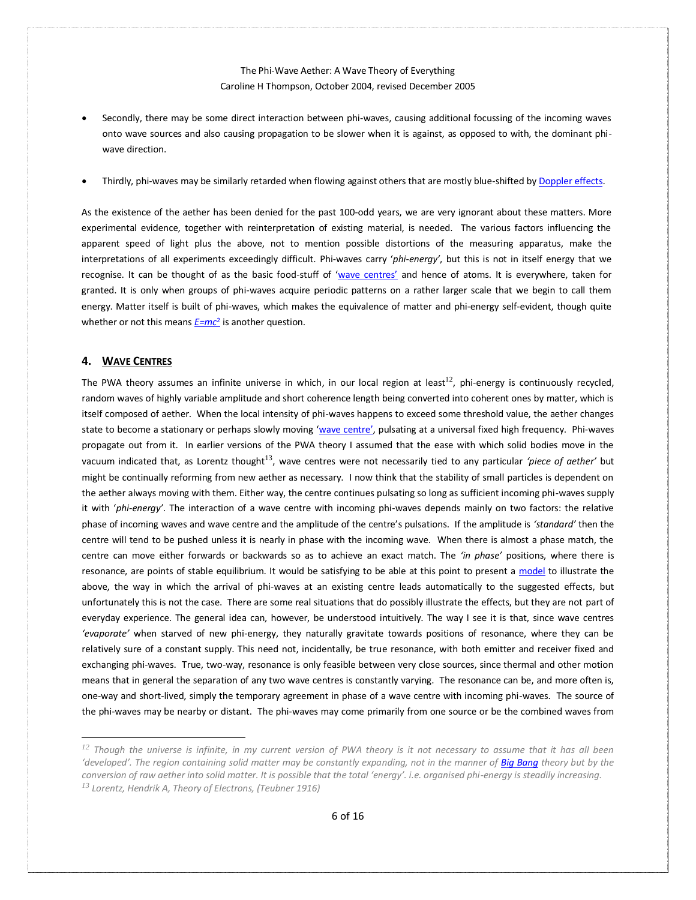- Secondly, there may be some direct interaction between phi-waves, causing additional focussing of the incoming waves onto wave sources and also causing propagation to be slower when it is against, as opposed to with, the dominant phi-wave direction.

- Thirdly, phi-waves may be similarly retarded when flowing against others that are mostly blue-shifted by Doppler effects.

As the existence of the aether has been denied for the past 100-odd years, we are very ignorant about these matters. More experimental evidence, together with reinterpretation of existing material, is needed. The various factors influencing the apparent speed of light plus the above, not to mention possible distortions of the measuring apparatus, make the interpretations of all experiments exceedingly difficult. Phi-waves carry '*phi-energy*', but this is not in itself energy that we recognise. It can be thought of as the basic food-stuff of 'wave centres' and hence of atoms. It is everywhere, taken for granted. It is only when groups of phi-waves acquire periodic patterns on a rather larger scale that we begin to call them energy. Matter itself is built of phi-waves, which makes the equivalence of matter and phi-energy self-evident, though quite whether or not this means $E=mc^2$ is another question.

## 4. Wave Centres

The PWA theory assumes an infinite universe in which, in our local region at least[12], phi-energy is continuously recycled, random waves of highly variable amplitude and short coherence length being converted into coherent ones by matter, which is itself composed of aether. When the local intensity of phi-waves happens to exceed some threshold value, the aether changes state to become a stationary or perhaps slowly moving 'wave centre', pulsating at a universal fixed high frequency. Phi-waves propagate out from it. In earlier versions of the PWA theory I assumed that the ease with which solid bodies move in the vacuum indicated that, as Lorentz thought[13], wave centres were not necessarily tied to any particular *'piece of aether'* but might be continually reforming from new aether as necessary. I now think that the stability of small particles is dependent on the aether always moving with them. Either way, the centre continues pulsating so long as sufficient incoming phi-waves supply it with '*phi-energy*'. The interaction of a wave centre with incoming phi-waves depends mainly on two factors: the relative phase of incoming waves and wave centre and the amplitude of the centre's pulsations. If the amplitude is *'standard'* then the centre will tend to be pushed unless it is nearly in phase with the incoming wave. When there is almost a phase match, the centre can move either forwards or backwards so as to achieve an exact match. The *'in phase'* positions, where there is resonance, are points of stable equilibrium. It would be satisfying to be able at this point to present a model to illustrate the above, the way in which the arrival of phi-waves at an existing centre leads automatically to the suggested effects, but unfortunately this is not the case. There are some real situations that do possibly illustrate the effects, but they are not part of everyday experience. The general idea can, however, be understood intuitively. The way I see it is that, since wave centres *'evaporate'* when starved of new phi-energy, they naturally gravitate towards positions of resonance, where they can be relatively sure of a constant supply. This need not, incidentally, be true resonance, with both emitter and receiver fixed and exchanging phi-waves. True, two-way, resonance is only feasible between very close sources, since thermal and other motion means that in general the separation of any two wave centres is constantly varying. The resonance can be, and more often is, one-way and short-lived, simply the temporary agreement in phase of a wave centre with incoming phi-waves. The source of the phi-waves may be nearby or distant. The phi-waves may come primarily from one source or be the combined waves from

---

*[12] Though the universe is infinite, in my current version of PWA theory is it not necessary to assume that it has all been 'developed'. The region containing solid matter may be constantly expanding, not in the manner of **Big Bang** theory but by the conversion of raw aether into solid matter. It is possible that the total 'energy'. i.e. organised phi-energy is steadily increasing.*

*[13] Lorentz, Hendrik A, Theory of Electrons, (Teubner 1916)*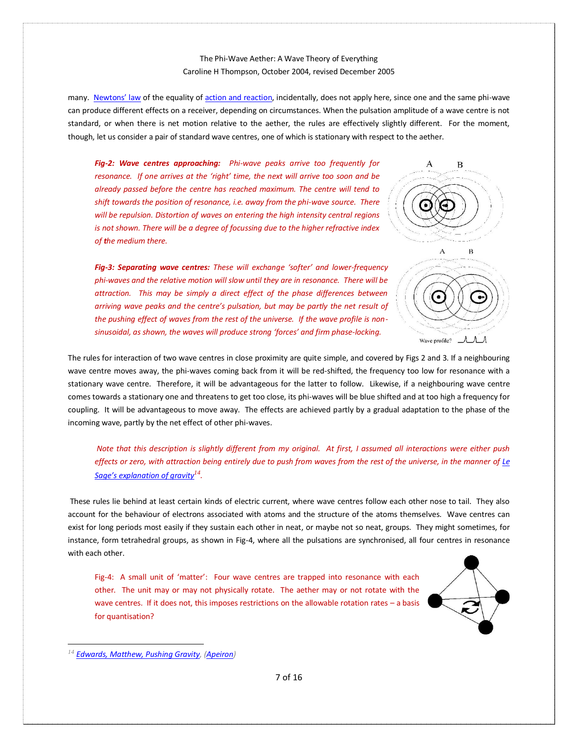many. Newtons' law of the equality of action and reaction, incidentally, does not apply here, since one and the same phi-wave can produce different effects on a receiver, depending on circumstances. When the pulsation amplitude of a wave centre is not standard, or when there is net motion relative to the aether, the rules are effectively slightly different. For the moment, though, let us consider a pair of standard wave centres, one of which is stationary with respect to the aether.

***Fig-2: Wave centres approaching:*** *Phi-wave peaks arrive too frequently for resonance. If one arrives at the 'right' time, the next will arrive too soon and be already passed before the centre has reached maximum. The centre will tend to shift towards the position of resonance, i.e. away from the phi-wave source. There will be repulsion. Distortion of waves on entering the high intensity central regions is not shown. There will be a degree of focussing due to the higher refractive index of the medium there.*

***Fig-3: Separating wave centres:*** *These will exchange 'softer' and lower-frequency phi-waves and the relative motion will slow until they are in resonance. There will be attraction. This may be simply a direct effect of the phase differences between arriving wave peaks and the centre's pulsation, but may be partly the net result of the pushing effect of waves from the rest of the universe. If the wave profile is non-sinusoidal, as shown, the waves will produce strong 'forces' and firm phase-locking.*

The rules for interaction of two wave centres in close proximity are quite simple, and covered by Figs 2 and 3. If a neighbouring wave centre moves away, the phi-waves coming back from it will be red-shifted, the frequency too low for resonance with a stationary wave centre. Therefore, it will be advantageous for the latter to follow. Likewise, if a neighbouring wave centre comes towards a stationary one and threatens to get too close, its phi-waves will be blue shifted and at too high a frequency for coupling. It will be advantageous to move away. The effects are achieved partly by a gradual adaptation to the phase of the incoming wave, partly by the net effect of other phi-waves.

*Note that this description is slightly different from my original. At first, I assumed all interactions were either push effects or zero, with attraction being entirely due to push from waves from the rest of the universe, in the manner of Le Sage's explanation of gravity[14].*

These rules lie behind at least certain kinds of electric current, where wave centres follow each other nose to tail. They also account for the behaviour of electrons associated with atoms and the structure of the atoms themselves. Wave centres can exist for long periods most easily if they sustain each other in neat, or maybe not so neat, groups. They might sometimes, for instance, form tetrahedral groups, as shown in Fig-4, where all the pulsations are synchronised, all four centres in resonance with each other.

Fig-4: A small unit of 'matter': Four wave centres are trapped into resonance with each other. The unit may or may not physically rotate. The aether may or not rotate with the wave centres. If it does not, this imposes restrictions on the allowable rotation rates – a basis for quantisation?

---

[14] *Edwards, Matthew, Pushing Gravity, (Apeiron)*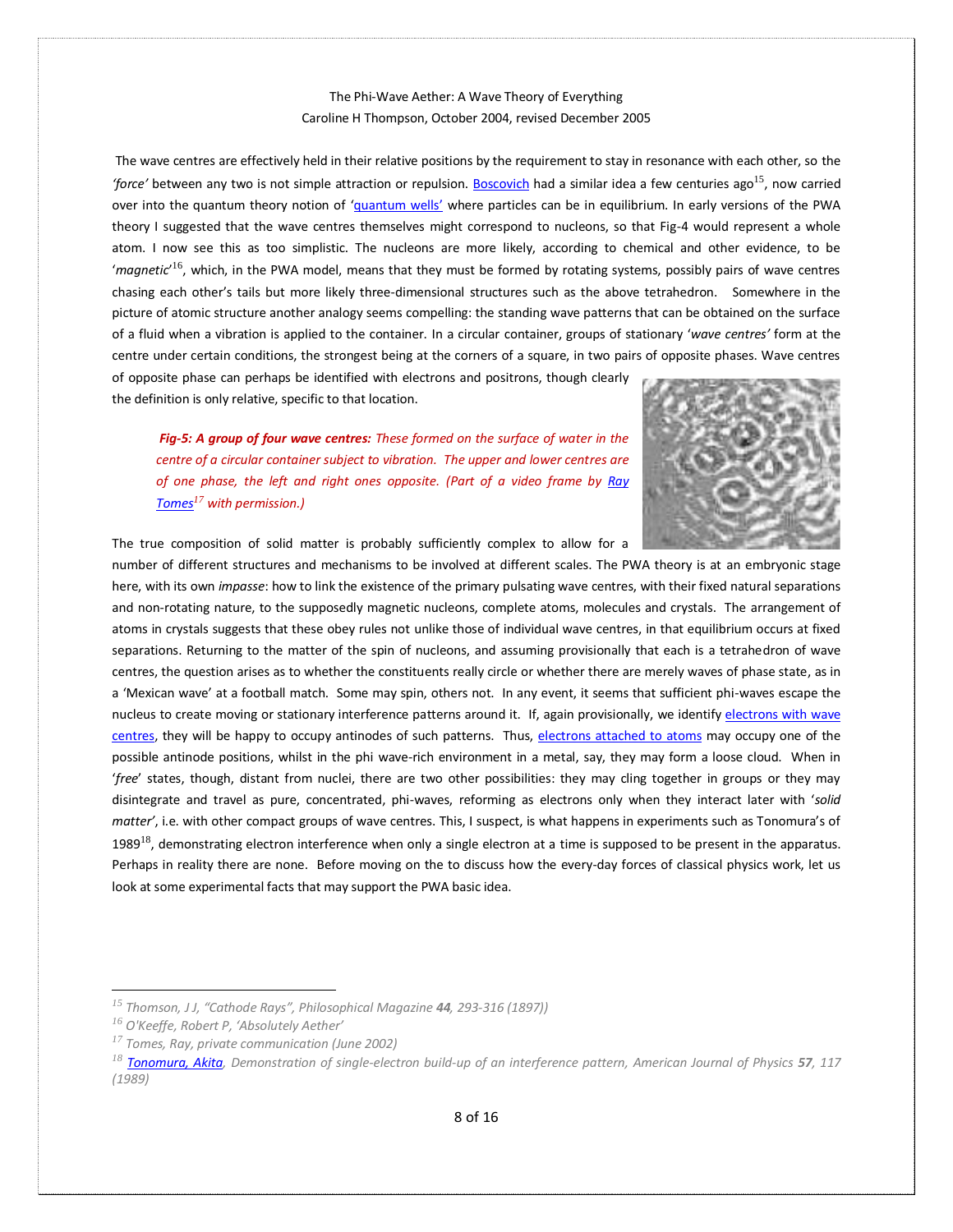The wave centres are effectively held in their relative positions by the requirement to stay in resonance with each other, so the *'force'* between any two is not simple attraction or repulsion. Boscovich had a similar idea a few centuries ago[15], now carried over into the quantum theory notion of 'quantum wells' where particles can be in equilibrium. In early versions of the PWA theory I suggested that the wave centres themselves might correspond to nucleons, so that Fig-4 would represent a whole atom. I now see this as too simplistic. The nucleons are more likely, according to chemical and other evidence, to be '*magnetic*'[16], which, in the PWA model, means that they must be formed by rotating systems, possibly pairs of wave centres chasing each other's tails but more likely three-dimensional structures such as the above tetrahedron. Somewhere in the picture of atomic structure another analogy seems compelling: the standing wave patterns that can be obtained on the surface of a fluid when a vibration is applied to the container. In a circular container, groups of stationary '*wave centres'* form at the centre under certain conditions, the strongest being at the corners of a square, in two pairs of opposite phases. Wave centres of opposite phase can perhaps be identified with electrons and positrons, though clearly the definition is only relative, specific to that location.

***Fig-5: A group of four wave centres:*** *These formed on the surface of water in the centre of a circular container subject to vibration. The upper and lower centres are of one phase, the left and right ones opposite. (Part of a video frame by Ray Tomes[17] with permission.)*

The true composition of solid matter is probably sufficiently complex to allow for a number of different structures and mechanisms to be involved at different scales. The PWA theory is at an embryonic stage here, with its own *impasse*: how to link the existence of the primary pulsating wave centres, with their fixed natural separations and non-rotating nature, to the supposedly magnetic nucleons, complete atoms, molecules and crystals. The arrangement of atoms in crystals suggests that these obey rules not unlike those of individual wave centres, in that equilibrium occurs at fixed separations. Returning to the matter of the spin of nucleons, and assuming provisionally that each is a tetrahedron of wave centres, the question arises as to whether the constituents really circle or whether there are merely waves of phase state, as in a 'Mexican wave' at a football match. Some may spin, others not. In any event, it seems that sufficient phi-waves escape the nucleus to create moving or stationary interference patterns around it. If, again provisionally, we identify electrons with wave centres, they will be happy to occupy antinodes of such patterns. Thus, electrons attached to atoms may occupy one of the possible antinode positions, whilst in the phi wave-rich environment in a metal, say, they may form a loose cloud. When in '*free*' states, though, distant from nuclei, there are two other possibilities: they may cling together in groups or they may disintegrate and travel as pure, concentrated, phi-waves, reforming as electrons only when they interact later with '*solid matter*', i.e. with other compact groups of wave centres. This, I suspect, is what happens in experiments such as Tonomura's of 1989[18], demonstrating electron interference when only a single electron at a time is supposed to be present in the apparatus. Perhaps in reality there are none. Before moving on the to discuss how the every-day forces of classical physics work, let us look at some experimental facts that may support the PWA basic idea.

---

[15] *Thomson, J J, "Cathode Rays", Philosophical Magazine **44**, 293-316 (1897))*

[16] *O'Keeffe, Robert P, 'Absolutely Aether'*

[17] *Tomes, Ray, private communication (June 2002)*

[18] *Tonomura, Akita, Demonstration of single-electron build-up of an interference pattern, American Journal of Physics **57**, 117 (1989)*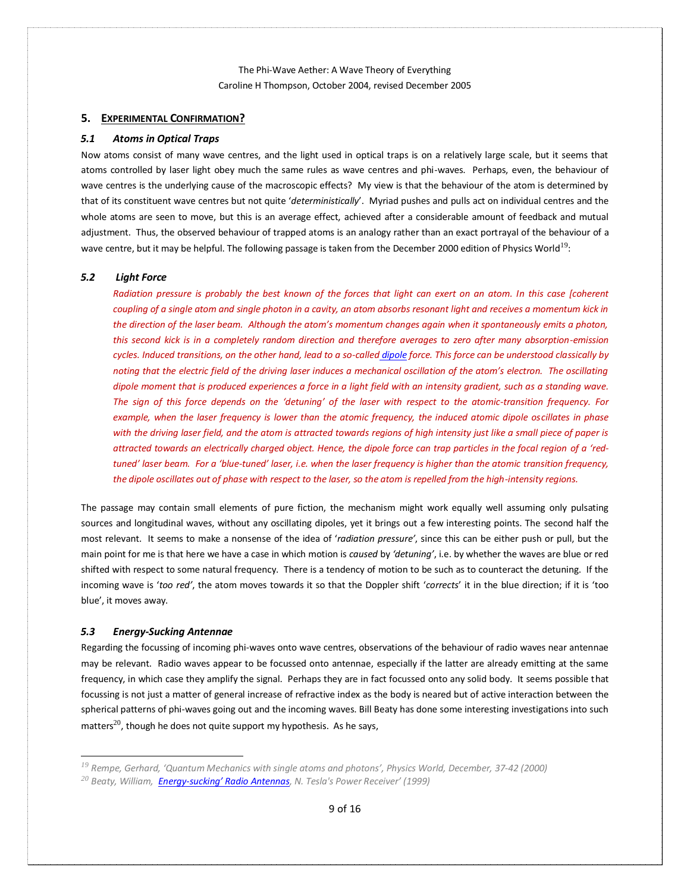## 5. EXPERIMENTAL CONFIRMATION?

### *5.1 Atoms in Optical Traps*

Now atoms consist of many wave centres, and the light used in optical traps is on a relatively large scale, but it seems that atoms controlled by laser light obey much the same rules as wave centres and phi-waves. Perhaps, even, the behaviour of wave centres is the underlying cause of the macroscopic effects? My view is that the behaviour of the atom is determined by that of its constituent wave centres but not quite '*deterministically*'. Myriad pushes and pulls act on individual centres and the whole atoms are seen to move, but this is an average effect, achieved after a considerable amount of feedback and mutual adjustment. Thus, the observed behaviour of trapped atoms is an analogy rather than an exact portrayal of the behaviour of a wave centre, but it may be helpful. The following passage is taken from the December 2000 edition of Physics World[19]:

### *5.2 Light Force*

> *Radiation pressure is probably the best known of the forces that light can exert on an atom. In this case [coherent coupling of a single atom and single photon in a cavity, an atom absorbs resonant light and receives a momentum kick in the direction of the laser beam. Although the atom's momentum changes again when it spontaneously emits a photon, this second kick is in a completely random direction and therefore averages to zero after many absorption-emission cycles. Induced transitions, on the other hand, lead to a so-called dipole force. This force can be understood classically by noting that the electric field of the driving laser induces a mechanical oscillation of the atom's electron. The oscillating dipole moment that is produced experiences a force in a light field with an intensity gradient, such as a standing wave. The sign of this force depends on the 'detuning' of the laser with respect to the atomic-transition frequency. For example, when the laser frequency is lower than the atomic frequency, the induced atomic dipole oscillates in phase with the driving laser field, and the atom is attracted towards regions of high intensity just like a small piece of paper is attracted towards an electrically charged object. Hence, the dipole force can trap particles in the focal region of a 'red-tuned' laser beam. For a 'blue-tuned' laser, i.e. when the laser frequency is higher than the atomic transition frequency, the dipole oscillates out of phase with respect to the laser, so the atom is repelled from the high-intensity regions.*

The passage may contain small elements of pure fiction, the mechanism might work equally well assuming only pulsating sources and longitudinal waves, without any oscillating dipoles, yet it brings out a few interesting points. The second half the most relevant. It seems to make a nonsense of the idea of '*radiation pressure'*, since this can be either push or pull, but the main point for me is that here we have a case in which motion is *caused* by *'detuning'*, i.e. by whether the waves are blue or red shifted with respect to some natural frequency. There is a tendency of motion to be such as to counteract the detuning. If the incoming wave is '*too red'*, the atom moves towards it so that the Doppler shift '*corrects*' it in the blue direction; if it is 'too blue', it moves away.

### *5.3 Energy-Sucking Antennae*

Regarding the focussing of incoming phi-waves onto wave centres, observations of the behaviour of radio waves near antennae may be relevant. Radio waves appear to be focussed onto antennae, especially if the latter are already emitting at the same frequency, in which case they amplify the signal. Perhaps they are in fact focussed onto any solid body. It seems possible that focussing is not just a matter of general increase of refractive index as the body is neared but of active interaction between the spherical patterns of phi-waves going out and the incoming waves. Bill Beaty has done some interesting investigations into such matters[20], though he does not quite support my hypothesis. As he says,

---

[19] *Rempe, Gerhard, 'Quantum Mechanics with single atoms and photons', Physics World, December, 37-42 (2000)*

[20] *Beaty, William, Energy-sucking' Radio Antennas, N. Tesla's Power Receiver' (1999)*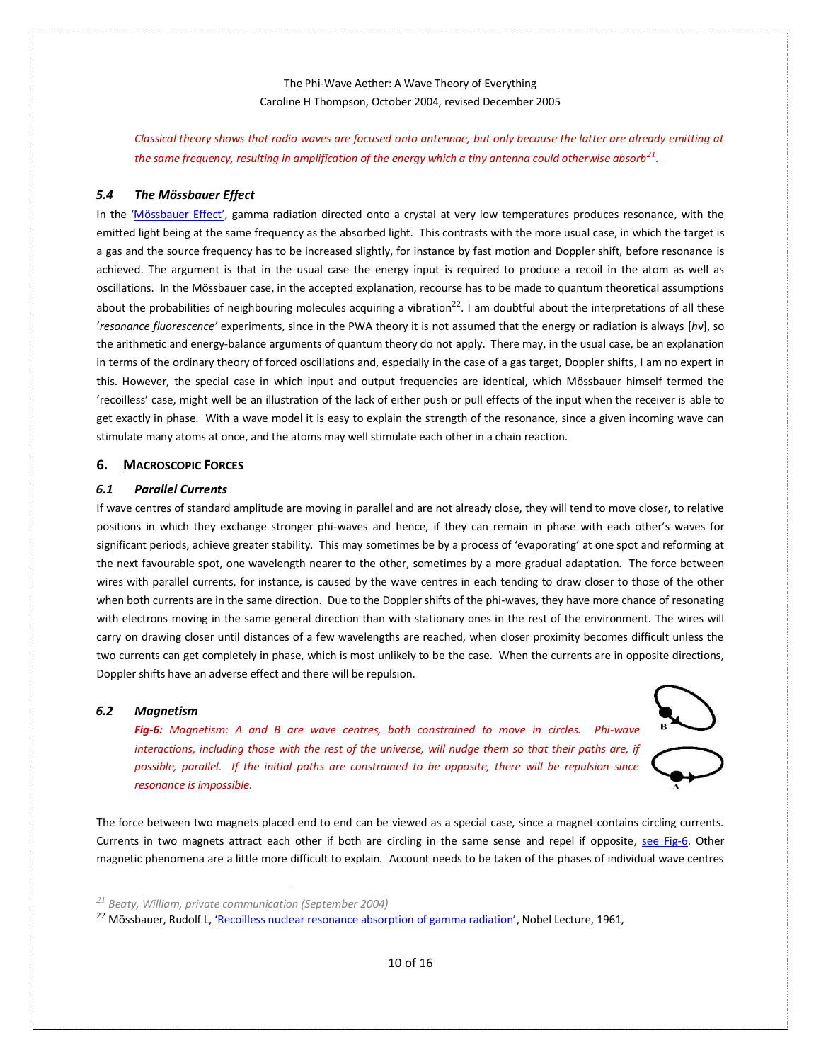*Classical theory shows that radio waves are focused onto antennae, but only because the latter are already emitting at the same frequency, resulting in amplification of the energy which a tiny antenna could otherwise absorb[21].*

### 5.4 The Mössbauer Effect

In the 'Mössbauer Effect', gamma radiation directed onto a crystal at very low temperatures produces resonance, with the emitted light being at the same frequency as the absorbed light. This contrasts with the more usual case, in which the target is a gas and the source frequency has to be increased slightly, for instance by fast motion and Doppler shift, before resonance is achieved. The argument is that in the usual case the energy input is required to produce a recoil in the atom as well as oscillations. In the Mössbauer case, in the accepted explanation, recourse has to be made to quantum theoretical assumptions about the probabilities of neighbouring molecules acquiring a vibration[22]. I am doubtful about the interpretations of all these '*resonance fluorescence'* experiments, since in the PWA theory it is not assumed that the energy or radiation is always [$h\nu$], so the arithmetic and energy-balance arguments of quantum theory do not apply. There may, in the usual case, be an explanation in terms of the ordinary theory of forced oscillations and, especially in the case of a gas target, Doppler shifts, I am no expert in this. However, the special case in which input and output frequencies are identical, which Mössbauer himself termed the 'recoilless' case, might well be an illustration of the lack of either push or pull effects of the input when the receiver is able to get exactly in phase. With a wave model it is easy to explain the strength of the resonance, since a given incoming wave can stimulate many atoms at once, and the atoms may well stimulate each other in a chain reaction.

## 6. Macroscopic Forces

### 6.1 Parallel Currents

If wave centres of standard amplitude are moving in parallel and are not already close, they will tend to move closer, to relative positions in which they exchange stronger phi-waves and hence, if they can remain in phase with each other's waves for significant periods, achieve greater stability. This may sometimes be by a process of 'evaporating' at one spot and reforming at the next favourable spot, one wavelength nearer to the other, sometimes by a more gradual adaptation. The force between wires with parallel currents, for instance, is caused by the wave centres in each tending to draw closer to those of the other when both currents are in the same direction. Due to the Doppler shifts of the phi-waves, they have more chance of resonating with electrons moving in the same general direction than with stationary ones in the rest of the environment. The wires will carry on drawing closer until distances of a few wavelengths are reached, when closer proximity becomes difficult unless the two currents can get completely in phase, which is most unlikely to be the case. When the currents are in opposite directions, Doppler shifts have an adverse effect and there will be repulsion.

### 6.2 Magnetism

*Fig-6: Magnetism: A and B are wave centres, both constrained to move in circles. Phi-wave interactions, including those with the rest of the universe, will nudge them so that their paths are, if possible, parallel. If the initial paths are constrained to be opposite, there will be repulsion since resonance is impossible.*

The force between two magnets placed end to end can be viewed as a special case, since a magnet contains circling currents. Currents in two magnets attract each other if both are circling in the same sense and repel if opposite, see Fig-6. Other magnetic phenomena are a little more difficult to explain. Account needs to be taken of the phases of individual wave centres

---

[21] *Beaty, William, private communication (September 2004)*

[22] Mössbauer, Rudolf L, 'Recoilless nuclear resonance absorption of gamma radiation', Nobel Lecture, 1961,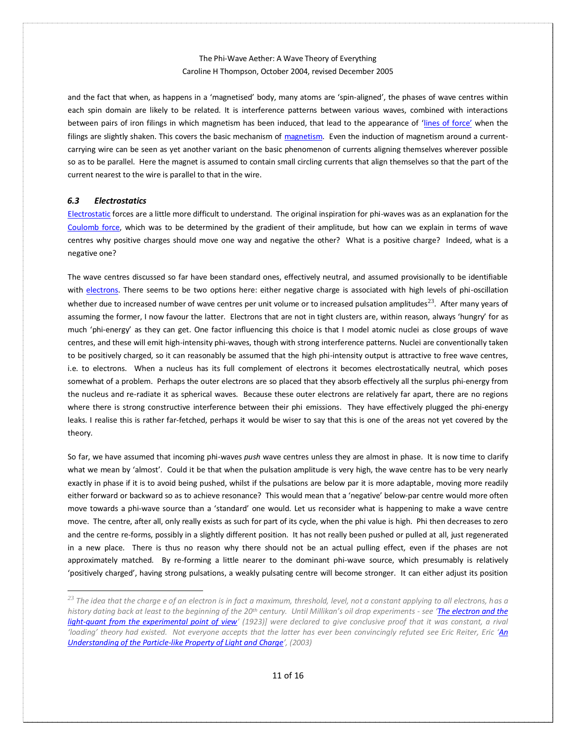and the fact that when, as happens in a 'magnetised' body, many atoms are 'spin-aligned', the phases of wave centres within each spin domain are likely to be related. It is interference patterns between various waves, combined with interactions between pairs of iron filings in which magnetism has been induced, that lead to the appearance of 'lines of force' when the filings are slightly shaken. This covers the basic mechanism of magnetism. Even the induction of magnetism around a current-carrying wire can be seen as yet another variant on the basic phenomenon of currents aligning themselves wherever possible so as to be parallel. Here the magnet is assumed to contain small circling currents that align themselves so that the part of the current nearest to the wire is parallel to that in the wire.

### *6.3 Electrostatics*

Electrostatic forces are a little more difficult to understand. The original inspiration for phi-waves was as an explanation for the Coulomb force, which was to be determined by the gradient of their amplitude, but how can we explain in terms of wave centres why positive charges should move one way and negative the other? What is a positive charge? Indeed, what is a negative one?

The wave centres discussed so far have been standard ones, effectively neutral, and assumed provisionally to be identifiable with electrons. There seems to be two options here: either negative charge is associated with high levels of phi-oscillation whether due to increased number of wave centres per unit volume or to increased pulsation amplitudes[23]. After many years of assuming the former, I now favour the latter. Electrons that are not in tight clusters are, within reason, always 'hungry' for as much 'phi-energy' as they can get. One factor influencing this choice is that I model atomic nuclei as close groups of wave centres, and these will emit high-intensity phi-waves, though with strong interference patterns. Nuclei are conventionally taken to be positively charged, so it can reasonably be assumed that the high phi-intensity output is attractive to free wave centres, i.e. to electrons. When a nucleus has its full complement of electrons it becomes electrostatically neutral, which poses somewhat of a problem. Perhaps the outer electrons are so placed that they absorb effectively all the surplus phi-energy from the nucleus and re-radiate it as spherical waves. Because these outer electrons are relatively far apart, there are no regions where there is strong constructive interference between their phi emissions. They have effectively plugged the phi-energy leaks. I realise this is rather far-fetched, perhaps it would be wiser to say that this is one of the areas not yet covered by the theory.

So far, we have assumed that incoming phi-waves *push* wave centres unless they are almost in phase. It is now time to clarify what we mean by 'almost'. Could it be that when the pulsation amplitude is very high, the wave centre has to be very nearly exactly in phase if it is to avoid being pushed, whilst if the pulsations are below par it is more adaptable, moving more readily either forward or backward so as to achieve resonance? This would mean that a 'negative' below-par centre would more often move towards a phi-wave source than a 'standard' one would. Let us reconsider what is happening to make a wave centre move. The centre, after all, only really exists as such for part of its cycle, when the phi value is high. Phi then decreases to zero and the centre re-forms, possibly in a slightly different position. It has not really been pushed or pulled at all, just regenerated in a new place. There is thus no reason why there should not be an actual pulling effect, even if the phases are not approximately matched. By re-forming a little nearer to the dominant phi-wave source, which presumably is relatively 'positively charged', having strong pulsations, a weakly pulsating centre will become stronger. It can either adjust its position

---

[23] *The idea that the charge e of an electron is in fact a maximum, threshold, level, not a constant applying to all electrons, has a history dating back at least to the beginning of the 20th century. Until Millikan's oil drop experiments - see 'The electron and the light-quant from the experimental point of view' (1923)] were declared to give conclusive proof that it was constant, a rival 'loading' theory had existed. Not everyone accepts that the latter has ever been convincingly refuted see Eric Reiter, Eric 'An Understanding of the Particle-like Property of Light and Charge', (2003)*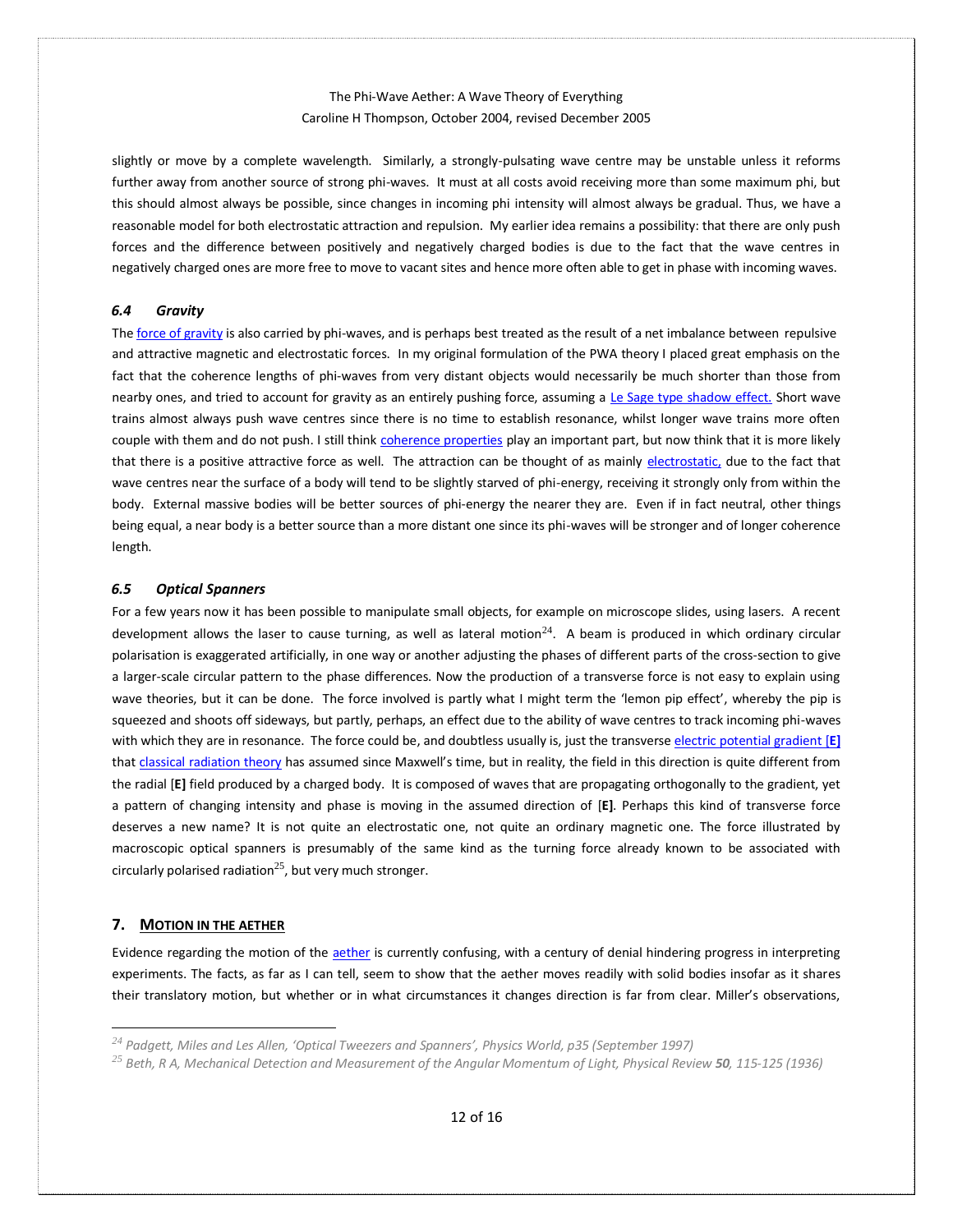slightly or move by a complete wavelength. Similarly, a strongly-pulsating wave centre may be unstable unless it reforms further away from another source of strong phi-waves. It must at all costs avoid receiving more than some maximum phi, but this should almost always be possible, since changes in incoming phi intensity will almost always be gradual. Thus, we have a reasonable model for both electrostatic attraction and repulsion. My earlier idea remains a possibility: that there are only push forces and the difference between positively and negatively charged bodies is due to the fact that the wave centres in negatively charged ones are more free to move to vacant sites and hence more often able to get in phase with incoming waves.

### *6.4 Gravity*

The force of gravity is also carried by phi-waves, and is perhaps best treated as the result of a net imbalance between repulsive and attractive magnetic and electrostatic forces. In my original formulation of the PWA theory I placed great emphasis on the fact that the coherence lengths of phi-waves from very distant objects would necessarily be much shorter than those from nearby ones, and tried to account for gravity as an entirely pushing force, assuming a Le Sage type shadow effect. Short wave trains almost always push wave centres since there is no time to establish resonance, whilst longer wave trains more often couple with them and do not push. I still think coherence properties play an important part, but now think that it is more likely that there is a positive attractive force as well. The attraction can be thought of as mainly electrostatic, due to the fact that wave centres near the surface of a body will tend to be slightly starved of phi-energy, receiving it strongly only from within the body. External massive bodies will be better sources of phi-energy the nearer they are. Even if in fact neutral, other things being equal, a near body is a better source than a more distant one since its phi-waves will be stronger and of longer coherence length.

### *6.5 Optical Spanners*

For a few years now it has been possible to manipulate small objects, for example on microscope slides, using lasers. A recent development allows the laser to cause turning, as well as lateral motion[24]. A beam is produced in which ordinary circular polarisation is exaggerated artificially, in one way or another adjusting the phases of different parts of the cross-section to give a larger-scale circular pattern to the phase differences. Now the production of a transverse force is not easy to explain using wave theories, but it can be done. The force involved is partly what I might term the 'lemon pip effect', whereby the pip is squeezed and shoots off sideways, but partly, perhaps, an effect due to the ability of wave centres to track incoming phi-waves with which they are in resonance. The force could be, and doubtless usually is, just the transverse electric potential gradient [**E**] that classical radiation theory has assumed since Maxwell's time, but in reality, the field in this direction is quite different from the radial [**E**] field produced by a charged body. It is composed of waves that are propagating orthogonally to the gradient, yet a pattern of changing intensity and phase is moving in the assumed direction of [**E**]. Perhaps this kind of transverse force deserves a new name? It is not quite an electrostatic one, not quite an ordinary magnetic one. The force illustrated by macroscopic optical spanners is presumably of the same kind as the turning force already known to be associated with circularly polarised radiation[25], but very much stronger.

## 7. Motion in the Aether

Evidence regarding the motion of the aether is currently confusing, with a century of denial hindering progress in interpreting experiments. The facts, as far as I can tell, seem to show that the aether moves readily with solid bodies insofar as it shares their translatory motion, but whether or in what circumstances it changes direction is far from clear. Miller's observations,

---

[24] *Padgett, Miles and Les Allen, 'Optical Tweezers and Spanners', Physics World, p35 (September 1997)*

[25] *Beth, R A, Mechanical Detection and Measurement of the Angular Momentum of Light, Physical Review **50**, 115-125 (1936)*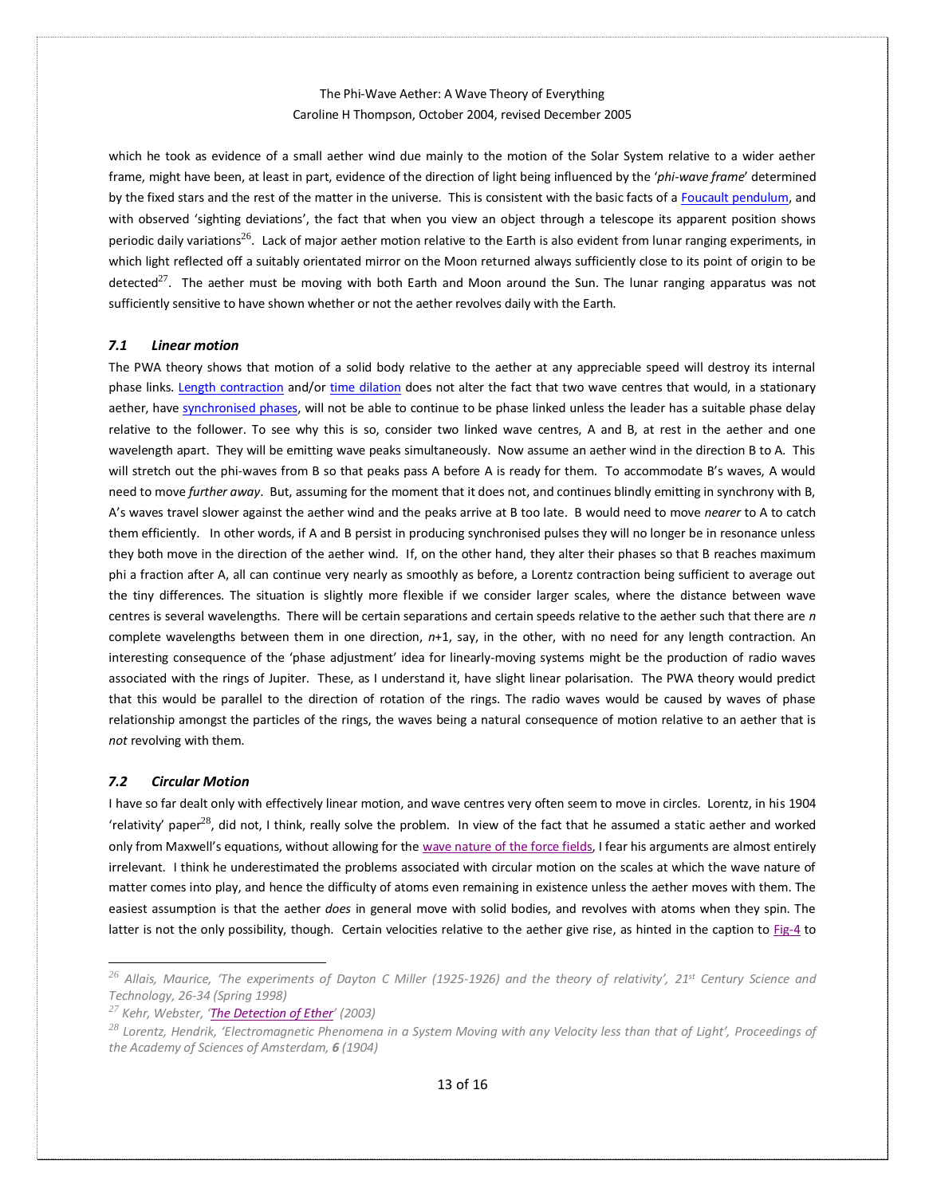which he took as evidence of a small aether wind due mainly to the motion of the Solar System relative to a wider aether frame, might have been, at least in part, evidence of the direction of light being influenced by the '*phi-wave frame*' determined by the fixed stars and the rest of the matter in the universe. This is consistent with the basic facts of a Foucault pendulum, and with observed 'sighting deviations', the fact that when you view an object through a telescope its apparent position shows periodic daily variations[26]. Lack of major aether motion relative to the Earth is also evident from lunar ranging experiments, in which light reflected off a suitably orientated mirror on the Moon returned always sufficiently close to its point of origin to be detected[27]. The aether must be moving with both Earth and Moon around the Sun. The lunar ranging apparatus was not sufficiently sensitive to have shown whether or not the aether revolves daily with the Earth.

### *7.1 Linear motion*

The PWA theory shows that motion of a solid body relative to the aether at any appreciable speed will destroy its internal phase links. Length contraction and/or time dilation does not alter the fact that two wave centres that would, in a stationary aether, have synchronised phases, will not be able to continue to be phase linked unless the leader has a suitable phase delay relative to the follower. To see why this is so, consider two linked wave centres, A and B, at rest in the aether and one wavelength apart. They will be emitting wave peaks simultaneously. Now assume an aether wind in the direction B to A. This will stretch out the phi-waves from B so that peaks pass A before A is ready for them. To accommodate B's waves, A would need to move *further away*. But, assuming for the moment that it does not, and continues blindly emitting in synchrony with B, A's waves travel slower against the aether wind and the peaks arrive at B too late. B would need to move *nearer* to A to catch them efficiently. In other words, if A and B persist in producing synchronised pulses they will no longer be in resonance unless they both move in the direction of the aether wind. If, on the other hand, they alter their phases so that B reaches maximum phi a fraction after A, all can continue very nearly as smoothly as before, a Lorentz contraction being sufficient to average out the tiny differences. The situation is slightly more flexible if we consider larger scales, where the distance between wave centres is several wavelengths. There will be certain separations and certain speeds relative to the aether such that there are $n$ complete wavelengths between them in one direction, $n$+1, say, in the other, with no need for any length contraction. An interesting consequence of the 'phase adjustment' idea for linearly-moving systems might be the production of radio waves associated with the rings of Jupiter. These, as I understand it, have slight linear polarisation. The PWA theory would predict that this would be parallel to the direction of rotation of the rings. The radio waves would be caused by waves of phase relationship amongst the particles of the rings, the waves being a natural consequence of motion relative to an aether that is *not* revolving with them.

### *7.2 Circular Motion*

I have so far dealt only with effectively linear motion, and wave centres very often seem to move in circles. Lorentz, in his 1904 'relativity' paper[28], did not, I think, really solve the problem. In view of the fact that he assumed a static aether and worked only from Maxwell's equations, without allowing for the wave nature of the force fields, I fear his arguments are almost entirely irrelevant. I think he underestimated the problems associated with circular motion on the scales at which the wave nature of matter comes into play, and hence the difficulty of atoms even remaining in existence unless the aether moves with them. The easiest assumption is that the aether *does* in general move with solid bodies, and revolves with atoms when they spin. The latter is not the only possibility, though. Certain velocities relative to the aether give rise, as hinted in the caption to Fig-4 to

---

[26] *Allais, Maurice, 'The experiments of Dayton C Miller (1925-1926) and the theory of relativity', 21st Century Science and Technology, 26-34 (Spring 1998)*

[27] *Kehr, Webster, 'The Detection of Ether' (2003)*

[28] *Lorentz, Hendrik, 'Electromagnetic Phenomena in a System Moving with any Velocity less than that of Light', Proceedings of the Academy of Sciences of Amsterdam, **6** (1904)*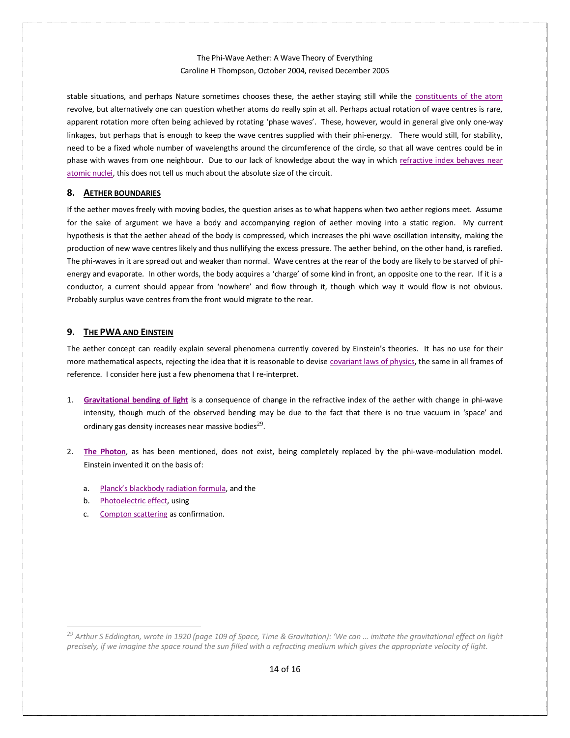stable situations, and perhaps Nature sometimes chooses these, the aether staying still while the constituents of the atom revolve, but alternatively one can question whether atoms do really spin at all. Perhaps actual rotation of wave centres is rare, apparent rotation more often being achieved by rotating 'phase waves'. These, however, would in general give only one-way linkages, but perhaps that is enough to keep the wave centres supplied with their phi-energy. There would still, for stability, need to be a fixed whole number of wavelengths around the circumference of the circle, so that all wave centres could be in phase with waves from one neighbour. Due to our lack of knowledge about the way in which refractive index behaves near atomic nuclei, this does not tell us much about the absolute size of the circuit.

## 8. Aether Boundaries

If the aether moves freely with moving bodies, the question arises as to what happens when two aether regions meet. Assume for the sake of argument we have a body and accompanying region of aether moving into a static region. My current hypothesis is that the aether ahead of the body is compressed, which increases the phi wave oscillation intensity, making the production of new wave centres likely and thus nullifying the excess pressure. The aether behind, on the other hand, is rarefied. The phi-waves in it are spread out and weaker than normal. Wave centres at the rear of the body are likely to be starved of phi-energy and evaporate. In other words, the body acquires a 'charge' of some kind in front, an opposite one to the rear. If it is a conductor, a current should appear from 'nowhere' and flow through it, though which way it would flow is not obvious. Probably surplus wave centres from the front would migrate to the rear.

## 9. The PWA and Einstein

The aether concept can readily explain several phenomena currently covered by Einstein's theories. It has no use for their more mathematical aspects, rejecting the idea that it is reasonable to devise covariant laws of physics, the same in all frames of reference. I consider here just a few phenomena that I re-interpret.

1. **Gravitational bending of light** is a consequence of change in the refractive index of the aether with change in phi-wave intensity, though much of the observed bending may be due to the fact that there is no true vacuum in 'space' and ordinary gas density increases near massive bodies[29].

2. **The Photon**, as has been mentioned, does not exist, being completely replaced by the phi-wave-modulation model. Einstein invented it on the basis of:

   a. Planck's blackbody radiation formula, and the
   b. Photoelectric effect, using
   c. Compton scattering as confirmation.

---

[29] *Arthur S Eddington, wrote in 1920 (page 109 of Space, Time & Gravitation): 'We can … imitate the gravitational effect on light precisely, if we imagine the space round the sun filled with a refracting medium which gives the appropriate velocity of light.*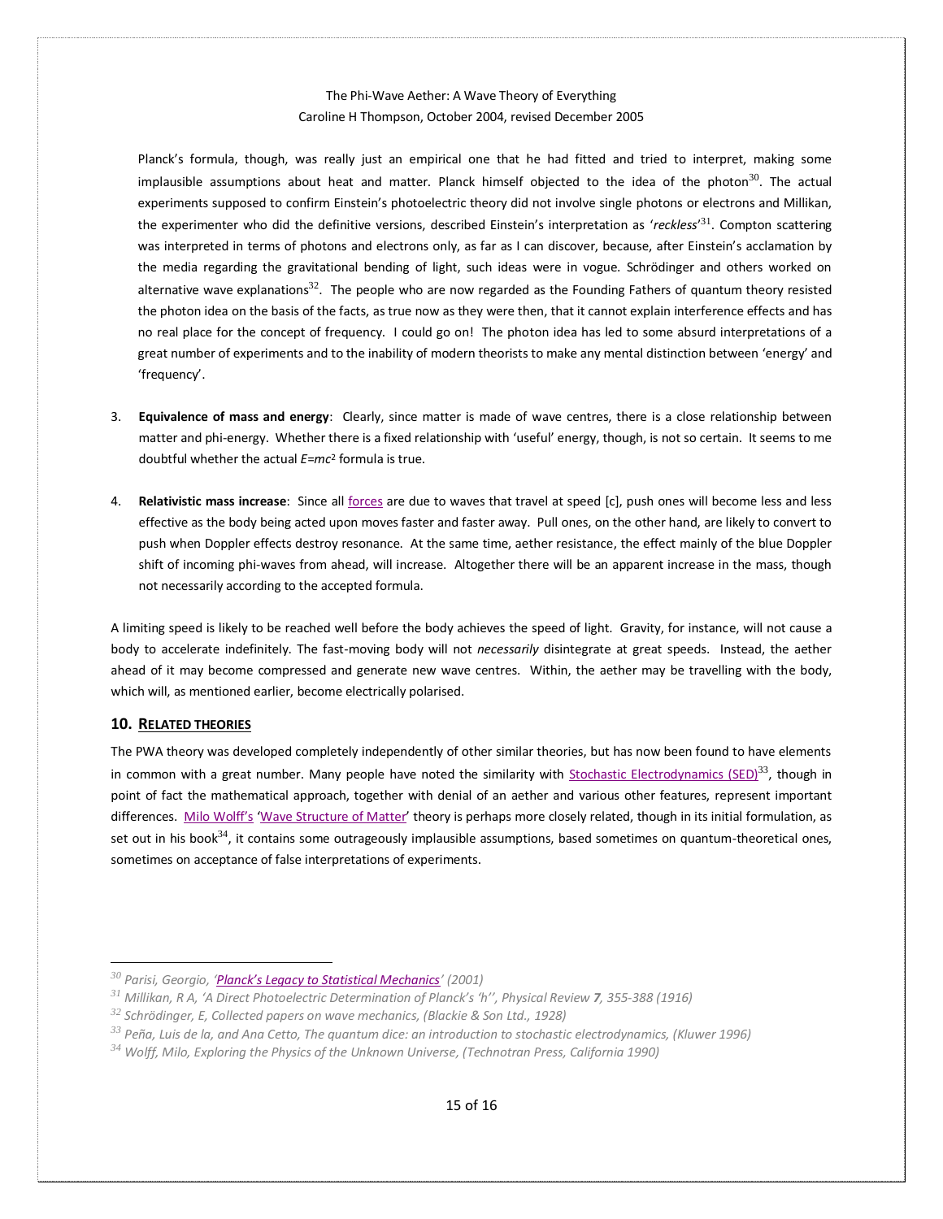Planck's formula, though, was really just an empirical one that he had fitted and tried to interpret, making some implausible assumptions about heat and matter. Planck himself objected to the idea of the photon[30]. The actual experiments supposed to confirm Einstein's photoelectric theory did not involve single photons or electrons and Millikan, the experimenter who did the definitive versions, described Einstein's interpretation as '*reckless*'[31]. Compton scattering was interpreted in terms of photons and electrons only, as far as I can discover, because, after Einstein's acclamation by the media regarding the gravitational bending of light, such ideas were in vogue. Schrödinger and others worked on alternative wave explanations[32]. The people who are now regarded as the Founding Fathers of quantum theory resisted the photon idea on the basis of the facts, as true now as they were then, that it cannot explain interference effects and has no real place for the concept of frequency. I could go on! The photon idea has led to some absurd interpretations of a great number of experiments and to the inability of modern theorists to make any mental distinction between 'energy' and 'frequency'.

3. **Equivalence of mass and energy**: Clearly, since matter is made of wave centres, there is a close relationship between matter and phi-energy. Whether there is a fixed relationship with 'useful' energy, though, is not so certain. It seems to me doubtful whether the actual $E=mc^2$ formula is true.

4. **Relativistic mass increase**: Since all forces are due to waves that travel at speed [c], push ones will become less and less effective as the body being acted upon moves faster and faster away. Pull ones, on the other hand, are likely to convert to push when Doppler effects destroy resonance. At the same time, aether resistance, the effect mainly of the blue Doppler shift of incoming phi-waves from ahead, will increase. Altogether there will be an apparent increase in the mass, though not necessarily according to the accepted formula.

A limiting speed is likely to be reached well before the body achieves the speed of light. Gravity, for instance, will not cause a body to accelerate indefinitely. The fast-moving body will not *necessarily* disintegrate at great speeds. Instead, the aether ahead of it may become compressed and generate new wave centres. Within, the aether may be travelling with the body, which will, as mentioned earlier, become electrically polarised.

## 10. RELATED THEORIES

The PWA theory was developed completely independently of other similar theories, but has now been found to have elements in common with a great number. Many people have noted the similarity with Stochastic Electrodynamics (SED)[33], though in point of fact the mathematical approach, together with denial of an aether and various other features, represent important differences. Milo Wolff's 'Wave Structure of Matter' theory is perhaps more closely related, though in its initial formulation, as set out in his book[34], it contains some outrageously implausible assumptions, based sometimes on quantum-theoretical ones, sometimes on acceptance of false interpretations of experiments.

---

[30] Parisi, Georgio, '*Planck's Legacy to Statistical Mechanics*' (2001)

[31] Millikan, R A, 'A Direct Photoelectric Determination of Planck's 'h'', Physical Review **7**, 355-388 (1916)

[32] Schrödinger, E, Collected papers on wave mechanics, (Blackie & Son Ltd., 1928)

[33] Peña, Luis de la, and Ana Cetto, The quantum dice: an introduction to stochastic electrodynamics, (Kluwer 1996)

[34] Wolff, Milo, Exploring the Physics of the Unknown Universe, (Technotran Press, California 1990)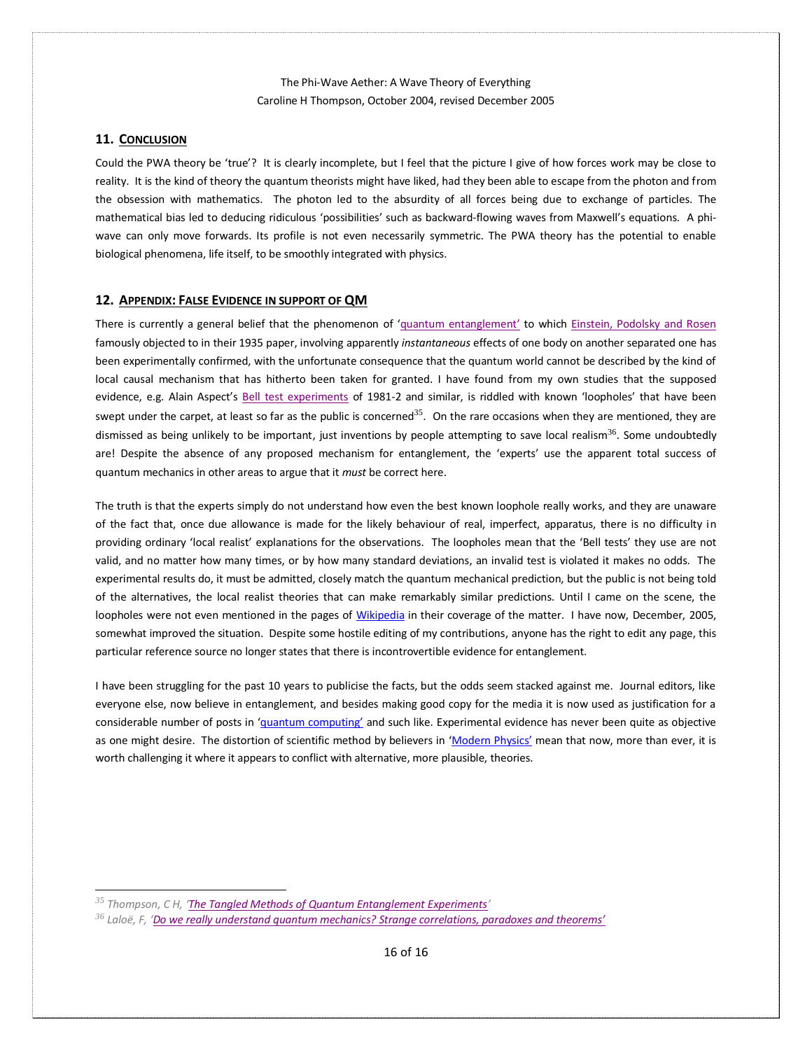## 11. Conclusion

Could the PWA theory be 'true'? It is clearly incomplete, but I feel that the picture I give of how forces work may be close to reality. It is the kind of theory the quantum theorists might have liked, had they been able to escape from the photon and from the obsession with mathematics. The photon led to the absurdity of all forces being due to exchange of particles. The mathematical bias led to deducing ridiculous 'possibilities' such as backward-flowing waves from Maxwell's equations. A phi-wave can only move forwards. Its profile is not even necessarily symmetric. The PWA theory has the potential to enable biological phenomena, life itself, to be smoothly integrated with physics.

## 12. Appendix: False Evidence in support of QM

There is currently a general belief that the phenomenon of 'quantum entanglement' to which Einstein, Podolsky and Rosen famously objected to in their 1935 paper, involving apparently *instantaneous* effects of one body on another separated one has been experimentally confirmed, with the unfortunate consequence that the quantum world cannot be described by the kind of local causal mechanism that has hitherto been taken for granted. I have found from my own studies that the supposed evidence, e.g. Alain Aspect's Bell test experiments of 1981-2 and similar, is riddled with known 'loopholes' that have been swept under the carpet, at least so far as the public is concerned[35]. On the rare occasions when they are mentioned, they are dismissed as being unlikely to be important, just inventions by people attempting to save local realism[36]. Some undoubtedly are! Despite the absence of any proposed mechanism for entanglement, the 'experts' use the apparent total success of quantum mechanics in other areas to argue that it *must* be correct here.

The truth is that the experts simply do not understand how even the best known loophole really works, and they are unaware of the fact that, once due allowance is made for the likely behaviour of real, imperfect, apparatus, there is no difficulty in providing ordinary 'local realist' explanations for the observations. The loopholes mean that the 'Bell tests' they use are not valid, and no matter how many times, or by how many standard deviations, an invalid test is violated it makes no odds. The experimental results do, it must be admitted, closely match the quantum mechanical prediction, but the public is not being told of the alternatives, the local realist theories that can make remarkably similar predictions. Until I came on the scene, the loopholes were not even mentioned in the pages of Wikipedia in their coverage of the matter. I have now, December, 2005, somewhat improved the situation. Despite some hostile editing of my contributions, anyone has the right to edit any page, this particular reference source no longer states that there is incontrovertible evidence for entanglement.

I have been struggling for the past 10 years to publicise the facts, but the odds seem stacked against me. Journal editors, like everyone else, now believe in entanglement, and besides making good copy for the media it is now used as justification for a considerable number of posts in 'quantum computing' and such like. Experimental evidence has never been quite as objective as one might desire. The distortion of scientific method by believers in 'Modern Physics' mean that now, more than ever, it is worth challenging it where it appears to conflict with alternative, more plausible, theories.

---

[35] *Thompson, C H, 'The Tangled Methods of Quantum Entanglement Experiments'*

[36] *Laloë, F, 'Do we really understand quantum mechanics? Strange correlations, paradoxes and theorems'*